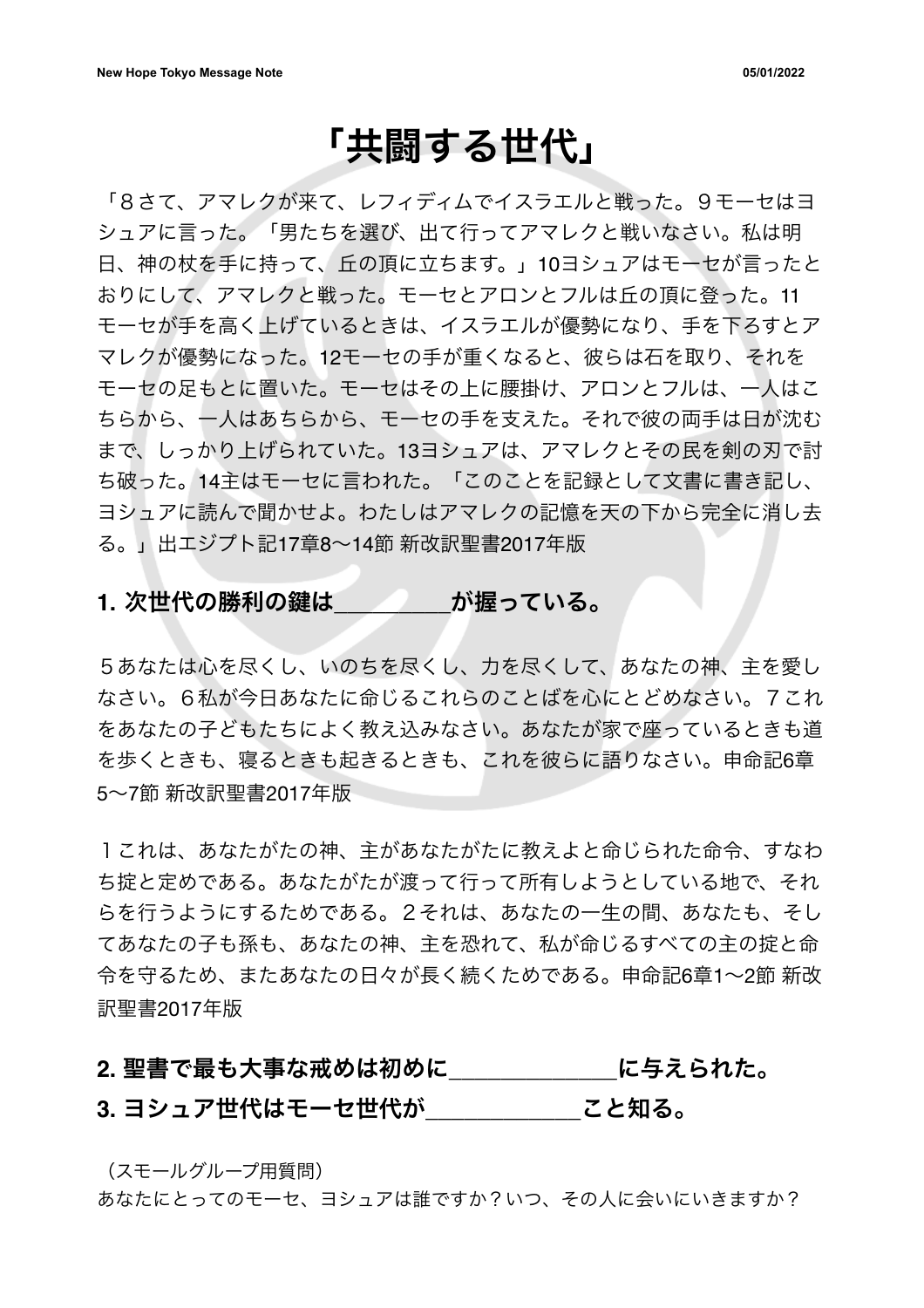// 「共闘する世代」

「８さて、アマレクが来て、レフィディムでイスラエルと戦った。９モーセはヨシュアに言った。「男たちを選び、出て行ってアマレクと戦いなさい。私は明日、神の杖を手に持って、丘の頂に立ちます。」10ヨシュアはモーセが言ったとおりにして、アマレクと戦った。モーセとアロンとフルは丘の頂に登った。11モーセが手を高く上げているときは、イスラエルが優勢になり、手を下ろすとアマレクが優勢になった。12モーセの手が重くなると、彼らは石を取り、それをモーセの足もとに置いた。モーセはその上に腰掛け、アロンとフルは、一人はこちらから、一人はあちらから、モーセの手を支えた。それで彼の両手は日が沈むまで、しっかり上げられていた。13ヨシュアは、アマレクとその民を剣の刃で討ち破った。14主はモーセに言われた。「このことを記録として文書に書き記し、ヨシュアに読んで聞かせよ。わたしはアマレクの記憶を天の下から完全に消し去る。」出エジプト記17章8〜14節 新改訳聖書2017年版

### 1. 次世代の勝利の鍵は_________が握っている。

５あなたは心を尽くし、いのちを尽くし、力を尽くして、あなたの神、主を愛しなさい。６私が今日あなたに命じるこれらのことばを心にとどめなさい。７これをあなたの子どもたちによく教え込みなさい。あなたが家で座っているときも道を歩くときも、寝るときも起きるときも、これを彼らに語りなさい。申命記6章5〜7節 新改訳聖書2017年版

１これは、あなたがたの神、主があなたがたに教えよと命じられた命令、すなわち掟と定めである。あなたがたが渡って行って所有しようとしている地で、それらを行うようにするためである。２それは、あなたの一生の間、あなたも、そしてあなたの子も孫も、あなたの神、主を恐れて、私が命じるすべての主の掟と命令を守るため、またあなたの日々が長く続くためである。申命記6章1〜2節 新改訳聖書2017年版

### 2. 聖書で最も大事な戒めは初めに_____________に与えられた。

### 3. ヨシュア世代はモーセ世代が____________こと知る。

（スモールグループ用質問）
あなたにとってのモーセ、ヨシュアは誰ですか？いつ、その人に会いにいきますか？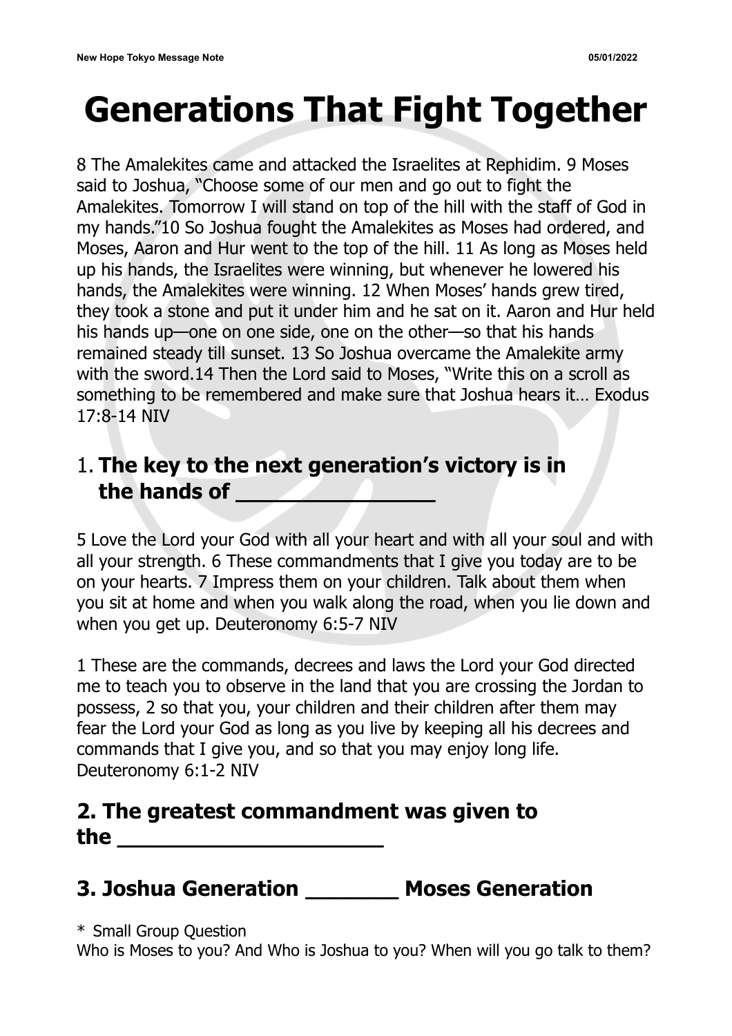# Generations That Fight Together

8 The Amalekites came and attacked the Israelites at Rephidim. 9 Moses said to Joshua, "Choose some of our men and go out to fight the Amalekites. Tomorrow I will stand on top of the hill with the staff of God in my hands."10 So Joshua fought the Amalekites as Moses had ordered, and Moses, Aaron and Hur went to the top of the hill. 11 As long as Moses held up his hands, the Israelites were winning, but whenever he lowered his hands, the Amalekites were winning. 12 When Moses' hands grew tired, they took a stone and put it under him and he sat on it. Aaron and Hur held his hands up—one on one side, one on the other—so that his hands remained steady till sunset. 13 So Joshua overcame the Amalekite army with the sword.14 Then the Lord said to Moses, "Write this on a scroll as something to be remembered and make sure that Joshua hears it… Exodus 17:8-14 NIV

## 1. The key to the next generation's victory is in the hands of _______________

5 Love the Lord your God with all your heart and with all your soul and with all your strength. 6 These commandments that I give you today are to be on your hearts. 7 Impress them on your children. Talk about them when you sit at home and when you walk along the road, when you lie down and when you get up. Deuteronomy 6:5-7 NIV

1 These are the commands, decrees and laws the Lord your God directed me to teach you to observe in the land that you are crossing the Jordan to possess, 2 so that you, your children and their children after them may fear the Lord your God as long as you live by keeping all his decrees and commands that I give you, and so that you may enjoy long life. Deuteronomy 6:1-2 NIV

## 2. The greatest commandment was given to the _____________________

## 3. Joshua Generation _______ Moses Generation

* Small Group Question
Who is Moses to you? And Who is Joshua to you? When will you go talk to them?